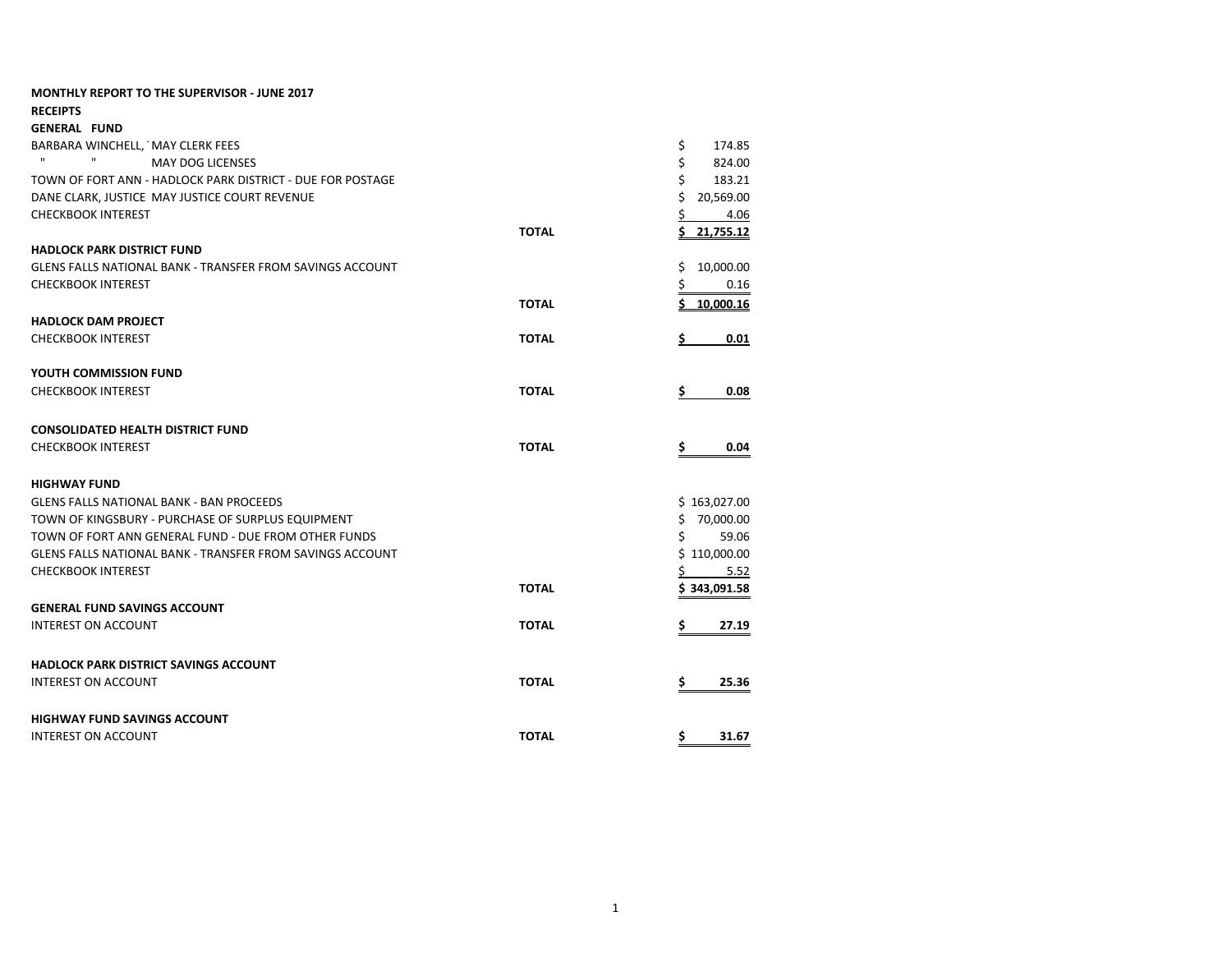**MONTHLY REPORT TO THE SUPERVISOR - JUNE 2017**

**RECEIPTS**

| | | |
|---|---|---|
| **GENERAL FUND** | | |
| BARBARA WINCHELL, MAY CLERK FEES | | $ 174.85 |
| " " MAY DOG LICENSES | | $ 824.00 |
| TOWN OF FORT ANN - HADLOCK PARK DISTRICT - DUE FOR POSTAGE | | $ 183.21 |
| DANE CLARK, JUSTICE MAY JUSTICE COURT REVENUE | | $ 20,569.00 |
| CHECKBOOK INTEREST | | $ 4.06 |
| | **TOTAL** | **$ 21,755.12** |
| **HADLOCK PARK DISTRICT FUND** | | |
| GLENS FALLS NATIONAL BANK - TRANSFER FROM SAVINGS ACCOUNT | | $ 10,000.00 |
| CHECKBOOK INTEREST | | $ 0.16 |
| | **TOTAL** | **$ 10,000.16** |
| **HADLOCK DAM PROJECT** | | |
| CHECKBOOK INTEREST | **TOTAL** | **$ 0.01** |
| **YOUTH COMMISSION FUND** | | |
| CHECKBOOK INTEREST | **TOTAL** | **$ 0.08** |
| **CONSOLIDATED HEALTH DISTRICT FUND** | | |
| CHECKBOOK INTEREST | **TOTAL** | **$ 0.04** |
| **HIGHWAY FUND** | | |
| GLENS FALLS NATIONAL BANK - BAN PROCEEDS | | $ 163,027.00 |
| TOWN OF KINGSBURY - PURCHASE OF SURPLUS EQUIPMENT | | $ 70,000.00 |
| TOWN OF FORT ANN GENERAL FUND - DUE FROM OTHER FUNDS | | $ 59.06 |
| GLENS FALLS NATIONAL BANK - TRANSFER FROM SAVINGS ACCOUNT | | $ 110,000.00 |
| CHECKBOOK INTEREST | | $ 5.52 |
| | **TOTAL** | **$ 343,091.58** |
| **GENERAL FUND SAVINGS ACCOUNT** | | |
| INTEREST ON ACCOUNT | **TOTAL** | **$ 27.19** |
| **HADLOCK PARK DISTRICT SAVINGS ACCOUNT** | | |
| INTEREST ON ACCOUNT | **TOTAL** | **$ 25.36** |
| **HIGHWAY FUND SAVINGS ACCOUNT** | | |
| INTEREST ON ACCOUNT | **TOTAL** | **$ 31.67** |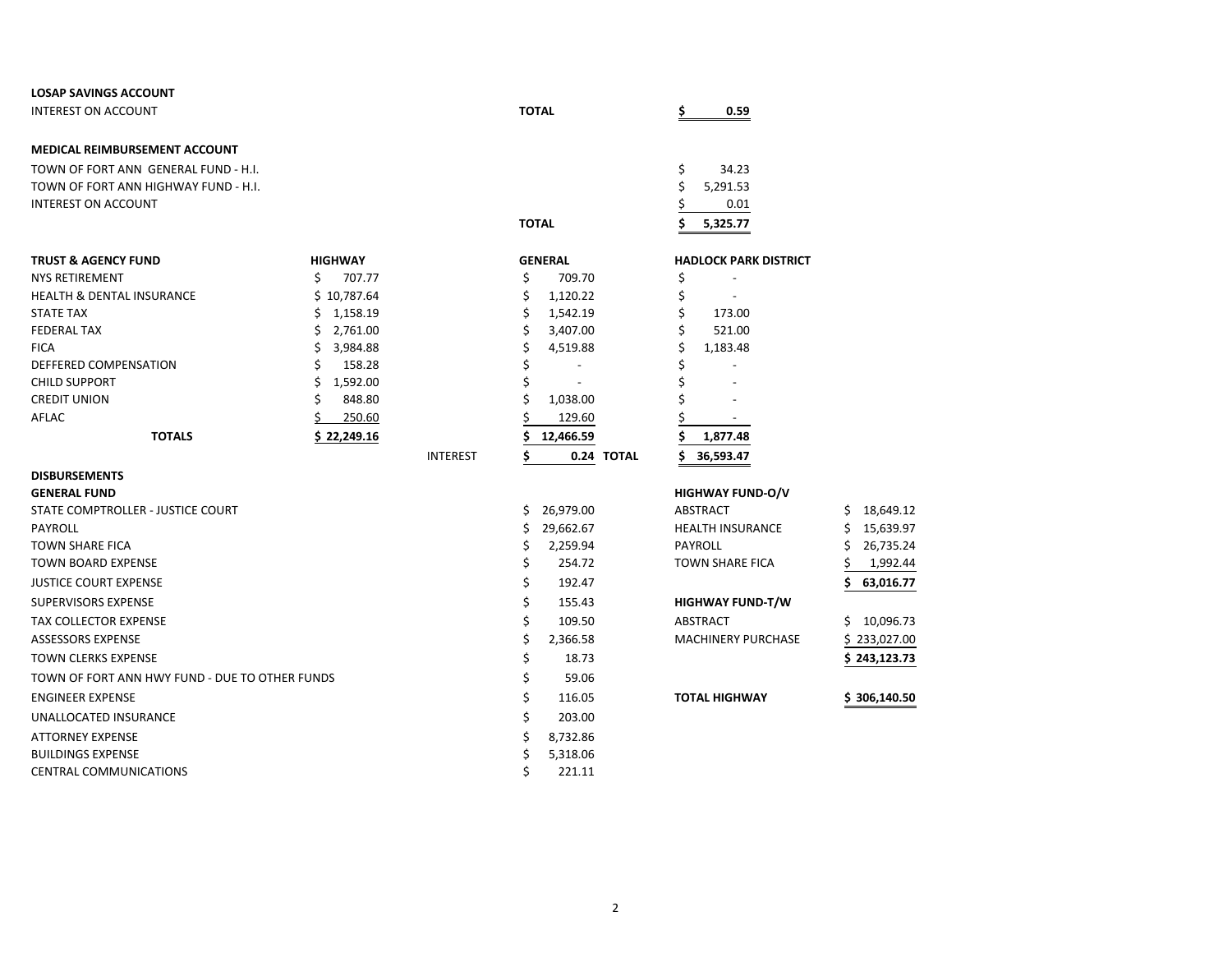**LOSAP SAVINGS ACCOUNT**

| | | |
|---|---|---|
| INTEREST ON ACCOUNT | **TOTAL** | **$ 0.59** |

**MEDICAL REIMBURSEMENT ACCOUNT**

| | | |
|---|---|---|
| TOWN OF FORT ANN GENERAL FUND - H.I. | | $ 34.23 |
| TOWN OF FORT ANN HIGHWAY FUND - H.I. | | $ 5,291.53 |
| INTEREST ON ACCOUNT | | $ 0.01 |
| | **TOTAL** | **$ 5,325.77** |

| **TRUST & AGENCY FUND** | **HIGHWAY** | | **GENERAL** | | **HADLOCK PARK DISTRICT** |
|---|---|---|---|---|---|
| NYS RETIREMENT | $ 707.77 | | $ 709.70 | | $ - |
| HEALTH & DENTAL INSURANCE | $ 10,787.64 | | $ 1,120.22 | | $ - |
| STATE TAX | $ 1,158.19 | | $ 1,542.19 | | $ 173.00 |
| FEDERAL TAX | $ 2,761.00 | | $ 3,407.00 | | $ 521.00 |
| FICA | $ 3,984.88 | | $ 4,519.88 | | $ 1,183.48 |
| DEFFERED COMPENSATION | $ 158.28 | | $ - | | $ - |
| CHILD SUPPORT | $ 1,592.00 | | $ - | | $ - |
| CREDIT UNION | $ 848.80 | | $ 1,038.00 | | $ - |
| AFLAC | $ 250.60 | | $ 129.60 | | $ - |
| **TOTALS** | **$ 22,249.16** | | **$ 12,466.59** | | **$ 1,877.48** |
| | | INTEREST | **$ 0.24** | **TOTAL** | **$ 36,593.47** |

**DISBURSEMENTS**

| **GENERAL FUND** | | **HIGHWAY FUND-O/V** | |
|---|---|---|---|
| STATE COMPTROLLER - JUSTICE COURT | $ 26,979.00 | ABSTRACT | $ 18,649.12 |
| PAYROLL | $ 29,662.67 | HEALTH INSURANCE | $ 15,639.97 |
| TOWN SHARE FICA | $ 2,259.94 | PAYROLL | $ 26,735.24 |
| TOWN BOARD EXPENSE | $ 254.72 | TOWN SHARE FICA | $ 1,992.44 |
| JUSTICE COURT EXPENSE | $ 192.47 | | **$ 63,016.77** |
| SUPERVISORS EXPENSE | $ 155.43 | **HIGHWAY FUND-T/W** | |
| TAX COLLECTOR EXPENSE | $ 109.50 | ABSTRACT | $ 10,096.73 |
| ASSESSORS EXPENSE | $ 2,366.58 | MACHINERY PURCHASE | $ 233,027.00 |
| TOWN CLERKS EXPENSE | $ 18.73 | | **$ 243,123.73** |
| TOWN OF FORT ANN HWY FUND - DUE TO OTHER FUNDS | $ 59.06 | | |
| ENGINEER EXPENSE | $ 116.05 | **TOTAL HIGHWAY** | **$ 306,140.50** |
| UNALLOCATED INSURANCE | $ 203.00 | | |
| ATTORNEY EXPENSE | $ 8,732.86 | | |
| BUILDINGS EXPENSE | $ 5,318.06 | | |
| CENTRAL COMMUNICATIONS | $ 221.11 | | |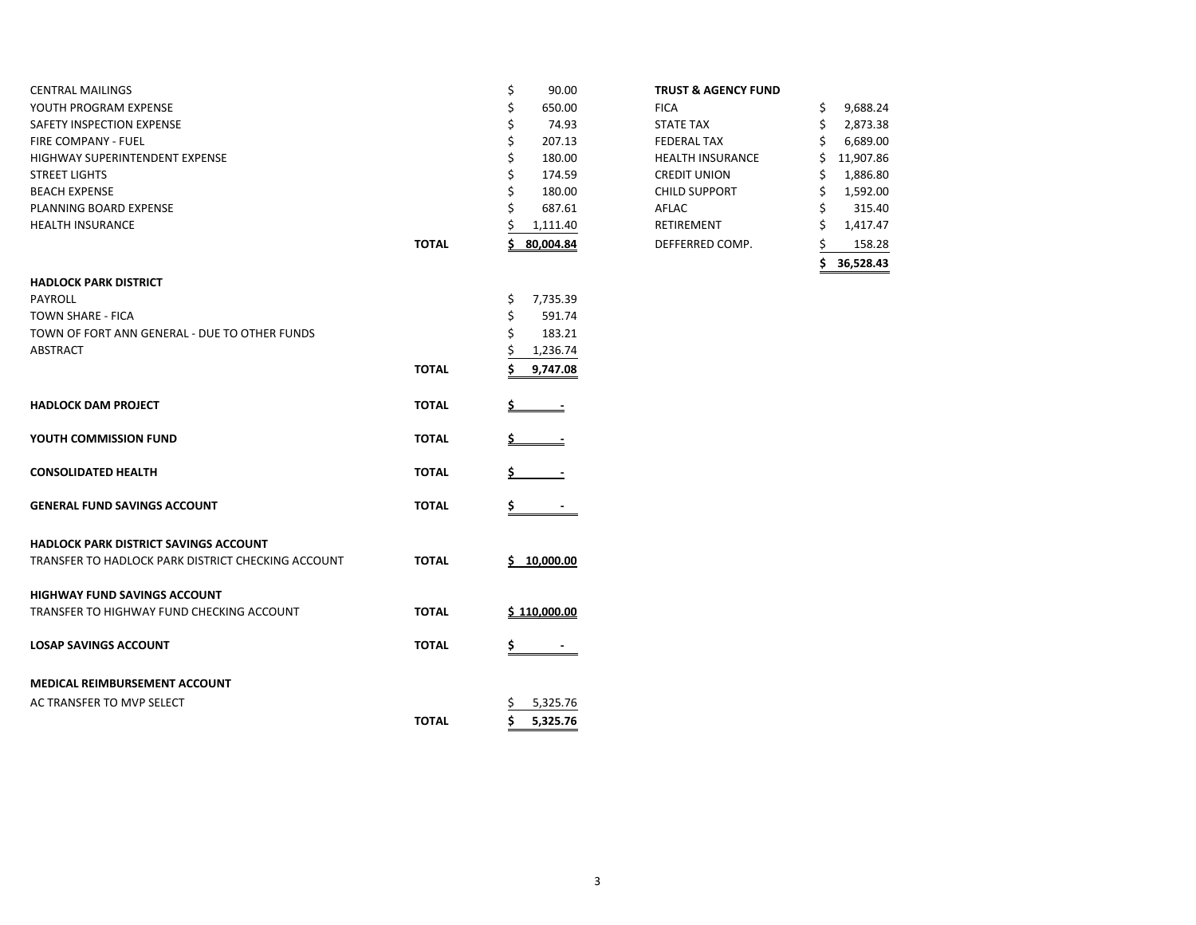| | | |
|---|---|---|
| CENTRAL MAILINGS | | $ 90.00 |
| YOUTH PROGRAM EXPENSE | | $ 650.00 |
| SAFETY INSPECTION EXPENSE | | $ 74.93 |
| FIRE COMPANY - FUEL | | $ 207.13 |
| HIGHWAY SUPERINTENDENT EXPENSE | | $ 180.00 |
| STREET LIGHTS | | $ 174.59 |
| BEACH EXPENSE | | $ 180.00 |
| PLANNING BOARD EXPENSE | | $ 687.61 |
| HEALTH INSURANCE | | $ 1,111.40 |
| | **TOTAL** | **$ 80,004.84** |

| **HADLOCK PARK DISTRICT** | | |
|---|---|---|
| PAYROLL | | $ 7,735.39 |
| TOWN SHARE - FICA | | $ 591.74 |
| TOWN OF FORT ANN GENERAL - DUE TO OTHER FUNDS | | $ 183.21 |
| ABSTRACT | | $ 1,236.74 |
| | **TOTAL** | **$ 9,747.08** |

| | | |
|---|---|---|
| **HADLOCK DAM PROJECT** | **TOTAL** | **$ -** |
| **YOUTH COMMISSION FUND** | **TOTAL** | **$ -** |
| **CONSOLIDATED HEALTH** | **TOTAL** | **$ -** |
| **GENERAL FUND SAVINGS ACCOUNT** | **TOTAL** | **$ -** |

| **HADLOCK PARK DISTRICT SAVINGS ACCOUNT** | | |
|---|---|---|
| TRANSFER TO HADLOCK PARK DISTRICT CHECKING ACCOUNT | **TOTAL** | **$ 10,000.00** |

| **HIGHWAY FUND SAVINGS ACCOUNT** | | |
|---|---|---|
| TRANSFER TO HIGHWAY FUND CHECKING ACCOUNT | **TOTAL** | **$ 110,000.00** |

| | | |
|---|---|---|
| **LOSAP SAVINGS ACCOUNT** | **TOTAL** | **$ -** |

| **MEDICAL REIMBURSEMENT ACCOUNT** | | |
|---|---|---|
| AC TRANSFER TO MVP SELECT | | $ 5,325.76 |
| | **TOTAL** | **$ 5,325.76** |

| **TRUST & AGENCY FUND** | |
|---|---|
| FICA | $ 9,688.24 |
| STATE TAX | $ 2,873.38 |
| FEDERAL TAX | $ 6,689.00 |
| HEALTH INSURANCE | $ 11,907.86 |
| CREDIT UNION | $ 1,886.80 |
| CHILD SUPPORT | $ 1,592.00 |
| AFLAC | $ 315.40 |
| RETIREMENT | $ 1,417.47 |
| DEFFERRED COMP. | $ 158.28 |
| | **$ 36,528.43** |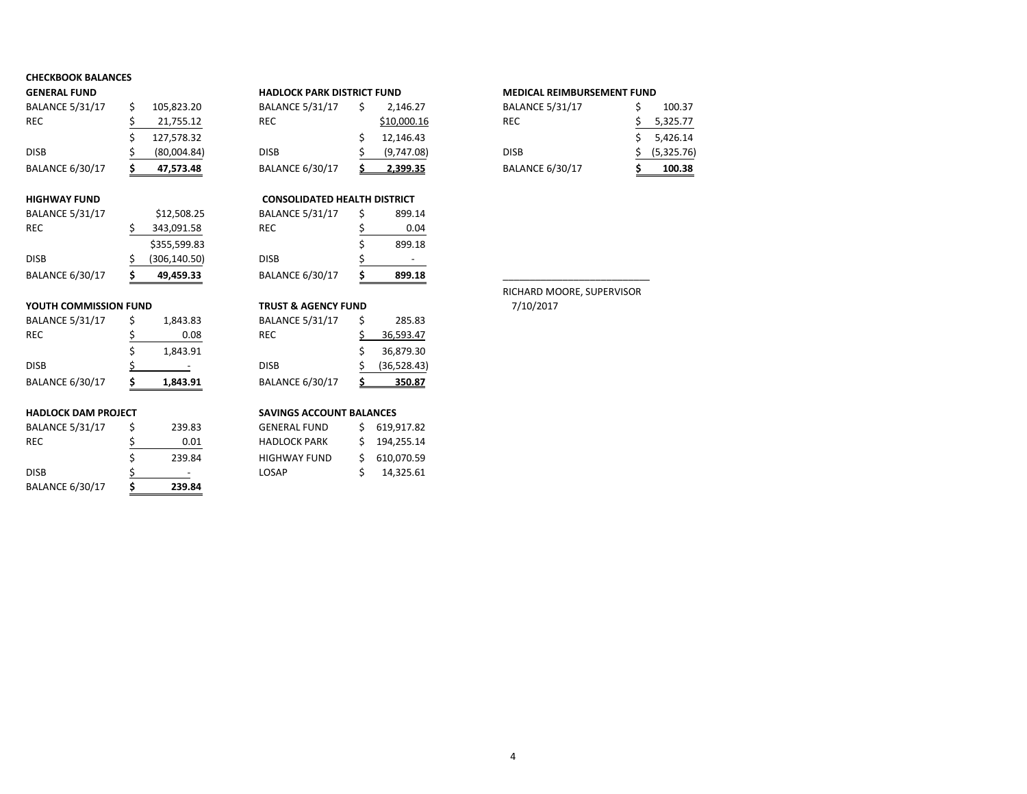**CHECKBOOK BALANCES**

**GENERAL FUND**

| | | |
|---|---|---|
| BALANCE 5/31/17 | $ | 105,823.20 |
| REC | $ | 21,755.12 |
| | $ | 127,578.32 |
| DISB | $ | (80,004.84) |
| BALANCE 6/30/17 | **$** | **47,573.48** |

**HADLOCK PARK DISTRICT FUND**

| | | |
|---|---|---|
| BALANCE 5/31/17 | $ | 2,146.27 |
| REC | | $10,000.16 |
| | $ | 12,146.43 |
| DISB | $ | (9,747.08) |
| BALANCE 6/30/17 | **$** | **2,399.35** |

**MEDICAL REIMBURSEMENT FUND**

| | | |
|---|---|---|
| BALANCE 5/31/17 | $ | 100.37 |
| REC | $ | 5,325.77 |
| | $ | 5,426.14 |
| DISB | $ | (5,325.76) |
| BALANCE 6/30/17 | **$** | **100.38** |

**HIGHWAY FUND**

| | | |
|---|---|---|
| BALANCE 5/31/17 | | $12,508.25 |
| REC | $ | 343,091.58 |
| | | $355,599.83 |
| DISB | $ | (306,140.50) |
| BALANCE 6/30/17 | **$** | **49,459.33** |

**CONSOLIDATED HEALTH DISTRICT**

| | | |
|---|---|---|
| BALANCE 5/31/17 | $ | 899.14 |
| REC | $ | 0.04 |
| | $ | 899.18 |
| DISB | $ | - |
| BALANCE 6/30/17 | **$** | **899.18** |

\_\_\_\_\_\_\_\_\_\_\_\_\_\_\_\_\_\_\_\_\_\_\_\_\_\_\_\_

RICHARD MOORE, SUPERVISOR
7/10/2017

**YOUTH COMMISSION FUND**

| | | |
|---|---|---|
| BALANCE 5/31/17 | $ | 1,843.83 |
| REC | $ | 0.08 |
| | $ | 1,843.91 |
| DISB | $ | - |
| BALANCE 6/30/17 | **$** | **1,843.91** |

**TRUST & AGENCY FUND**

| | | |
|---|---|---|
| BALANCE 5/31/17 | $ | 285.83 |
| REC | $ | 36,593.47 |
| | $ | 36,879.30 |
| DISB | $ | (36,528.43) |
| BALANCE 6/30/17 | **$** | **350.87** |

**HADLOCK DAM PROJECT**

| | | |
|---|---|---|
| BALANCE 5/31/17 | $ | 239.83 |
| REC | $ | 0.01 |
| | $ | 239.84 |
| DISB | $ | - |
| BALANCE 6/30/17 | **$** | **239.84** |

**SAVINGS ACCOUNT BALANCES**

| | | |
|---|---|---|
| GENERAL FUND | $ | 619,917.82 |
| HADLOCK PARK | $ | 194,255.14 |
| HIGHWAY FUND | $ | 610,070.59 |
| LOSAP | $ | 14,325.61 |